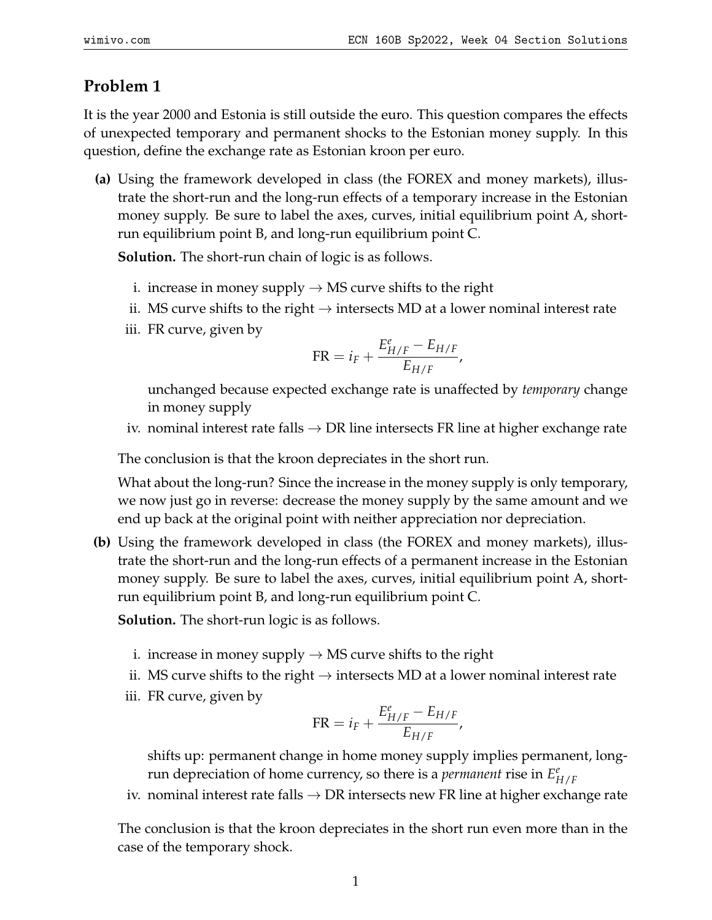## Problem 1

It is the year 2000 and Estonia is still outside the euro. This question compares the effects of unexpected temporary and permanent shocks to the Estonian money supply. In this question, define the exchange rate as Estonian kroon per euro.

**(a)** Using the framework developed in class (the FOREX and money markets), illustrate the short-run and the long-run effects of a temporary increase in the Estonian money supply. Be sure to label the axes, curves, initial equilibrium point A, short-run equilibrium point B, and long-run equilibrium point C.

**Solution.** The short-run chain of logic is as follows.

i. increase in money supply $\rightarrow$ MS curve shifts to the right

ii. MS curve shifts to the right $\rightarrow$ intersects MD at a lower nominal interest rate

iii. FR curve, given by

$$\text{FR} = i_F + \frac{E^e_{H/F} - E_{H/F}}{E_{H/F}},$$

unchanged because expected exchange rate is unaffected by *temporary* change in money supply

iv. nominal interest rate falls $\rightarrow$ DR line intersects FR line at higher exchange rate

The conclusion is that the kroon depreciates in the short run.

What about the long-run? Since the increase in the money supply is only temporary, we now just go in reverse: decrease the money supply by the same amount and we end up back at the original point with neither appreciation nor depreciation.

**(b)** Using the framework developed in class (the FOREX and money markets), illustrate the short-run and the long-run effects of a permanent increase in the Estonian money supply. Be sure to label the axes, curves, initial equilibrium point A, short-run equilibrium point B, and long-run equilibrium point C.

**Solution.** The short-run logic is as follows.

i. increase in money supply $\rightarrow$ MS curve shifts to the right

ii. MS curve shifts to the right $\rightarrow$ intersects MD at a lower nominal interest rate

iii. FR curve, given by

$$\text{FR} = i_F + \frac{E^e_{H/F} - E_{H/F}}{E_{H/F}},$$

shifts up: permanent change in home money supply implies permanent, long-run depreciation of home currency, so there is a *permanent* rise in $E^e_{H/F}$

iv. nominal interest rate falls $\rightarrow$ DR intersects new FR line at higher exchange rate

The conclusion is that the kroon depreciates in the short run even more than in the case of the temporary shock.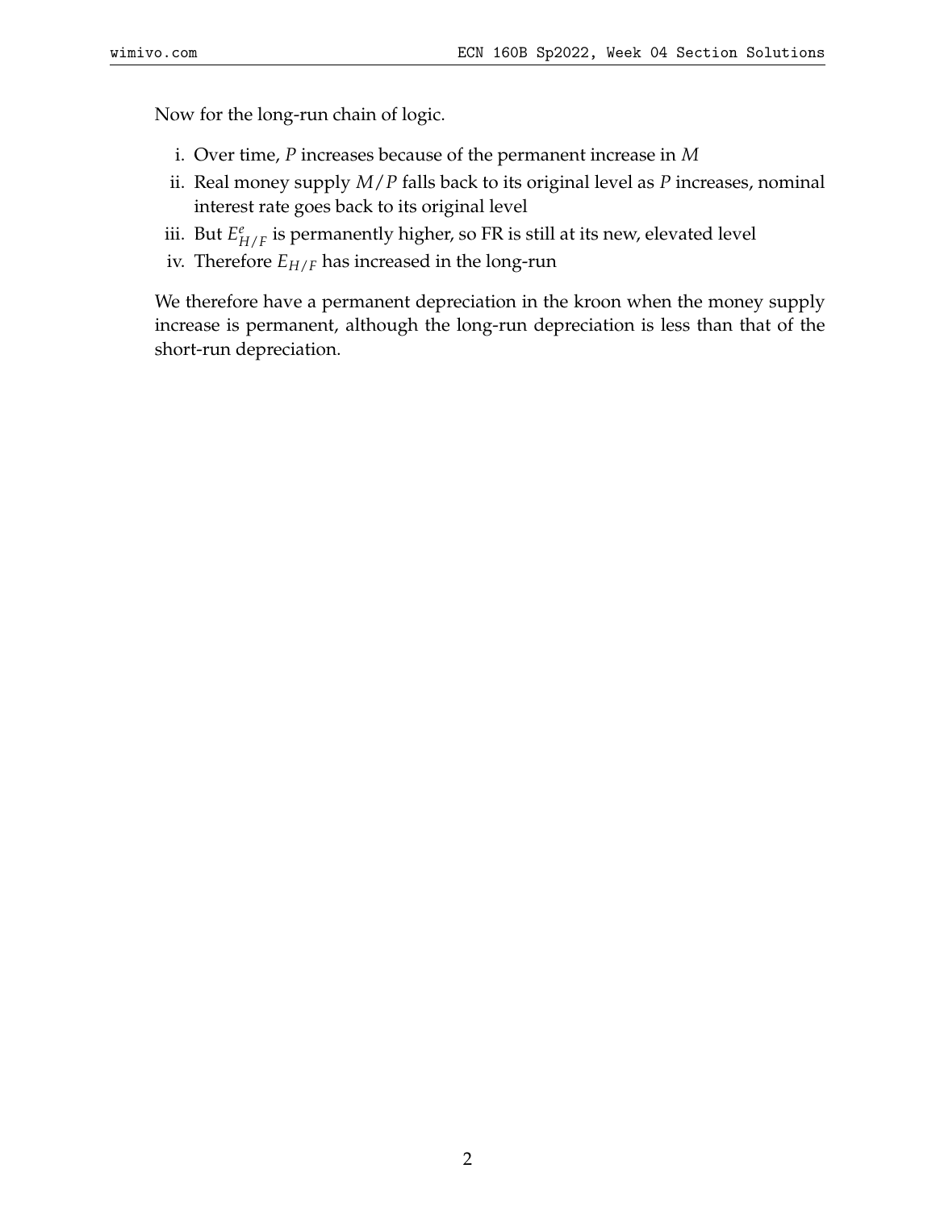Now for the long-run chain of logic.

i. Over time, $P$ increases because of the permanent increase in $M$
ii. Real money supply $M/P$ falls back to its original level as $P$ increases, nominal interest rate goes back to its original level
iii. But $E^e_{H/F}$ is permanently higher, so FR is still at its new, elevated level
iv. Therefore $E_{H/F}$ has increased in the long-run

We therefore have a permanent depreciation in the kroon when the money supply increase is permanent, although the long-run depreciation is less than that of the short-run depreciation.